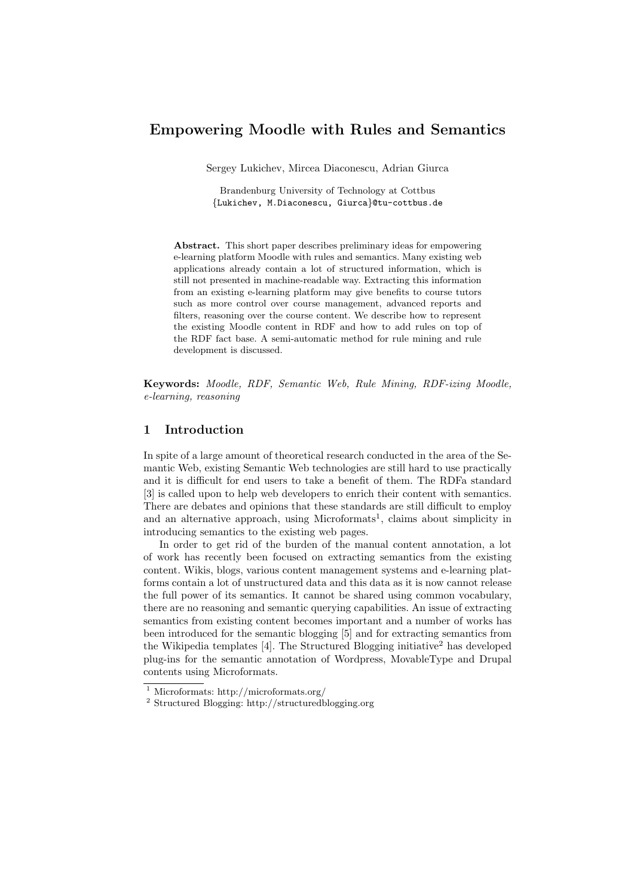# Empowering Moodle with Rules and Semantics

Sergey Lukichev, Mircea Diaconescu, Adrian Giurca

Brandenburg University of Technology at Cottbus
{Lukichev, M.Diaconescu, Giurca}@tu-cottbus.de

**Abstract.** This short paper describes preliminary ideas for empowering e-learning platform Moodle with rules and semantics. Many existing web applications already contain a lot of structured information, which is still not presented in machine-readable way. Extracting this information from an existing e-learning platform may give benefits to course tutors such as more control over course management, advanced reports and filters, reasoning over the course content. We describe how to represent the existing Moodle content in RDF and how to add rules on top of the RDF fact base. A semi-automatic method for rule mining and rule development is discussed.

**Keywords:** *Moodle, RDF, Semantic Web, Rule Mining, RDF-izing Moodle, e-learning, reasoning*

## 1 Introduction

In spite of a large amount of theoretical research conducted in the area of the Semantic Web, existing Semantic Web technologies are still hard to use practically and it is difficult for end users to take a benefit of them. The RDFa standard [3] is called upon to help web developers to enrich their content with semantics. There are debates and opinions that these standards are still difficult to employ and an alternative approach, using Microformats[1], claims about simplicity in introducing semantics to the existing web pages.

In order to get rid of the burden of the manual content annotation, a lot of work has recently been focused on extracting semantics from the existing content. Wikis, blogs, various content management systems and e-learning platforms contain a lot of unstructured data and this data as it is now cannot release the full power of its semantics. It cannot be shared using common vocabulary, there are no reasoning and semantic querying capabilities. An issue of extracting semantics from existing content becomes important and a number of works has been introduced for the semantic blogging [5] and for extracting semantics from the Wikipedia templates [4]. The Structured Blogging initiative[2] has developed plug-ins for the semantic annotation of Wordpress, MovableType and Drupal contents using Microformats.

[1] Microformats: http://microformats.org/

[2] Structured Blogging: http://structuredblogging.org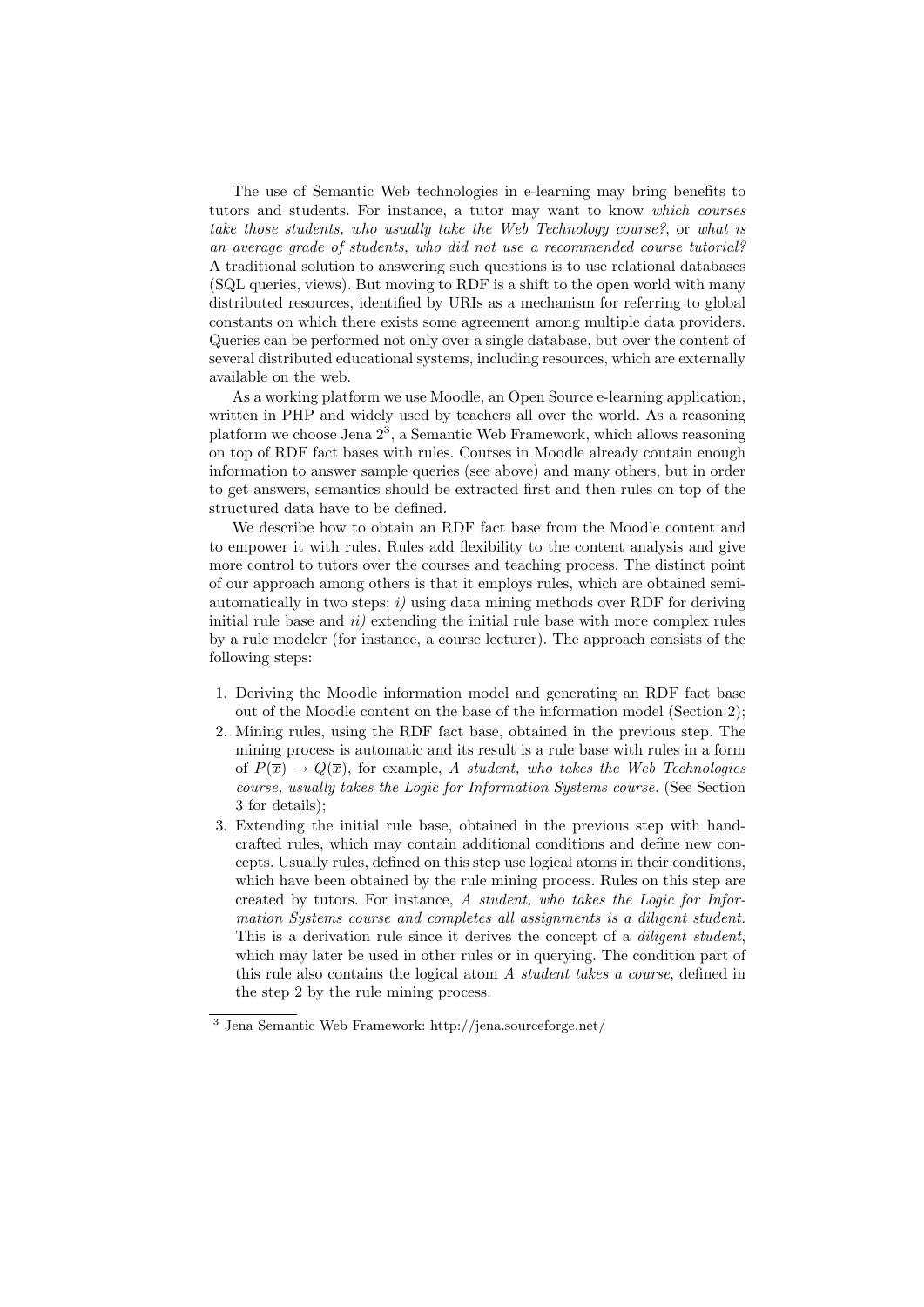The use of Semantic Web technologies in e-learning may bring benefits to tutors and students. For instance, a tutor may want to know *which courses take those students, who usually take the Web Technology course?*, or *what is an average grade of students, who did not use a recommended course tutorial?* A traditional solution to answering such questions is to use relational databases (SQL queries, views). But moving to RDF is a shift to the open world with many distributed resources, identified by URIs as a mechanism for referring to global constants on which there exists some agreement among multiple data providers. Queries can be performed not only over a single database, but over the content of several distributed educational systems, including resources, which are externally available on the web.

As a working platform we use Moodle, an Open Source e-learning application, written in PHP and widely used by teachers all over the world. As a reasoning platform we choose Jena 2[3], a Semantic Web Framework, which allows reasoning on top of RDF fact bases with rules. Courses in Moodle already contain enough information to answer sample queries (see above) and many others, but in order to get answers, semantics should be extracted first and then rules on top of the structured data have to be defined.

We describe how to obtain an RDF fact base from the Moodle content and to empower it with rules. Rules add flexibility to the content analysis and give more control to tutors over the courses and teaching process. The distinct point of our approach among others is that it employs rules, which are obtained semi-automatically in two steps: *i)* using data mining methods over RDF for deriving initial rule base and *ii)* extending the initial rule base with more complex rules by a rule modeler (for instance, a course lecturer). The approach consists of the following steps:

1. Deriving the Moodle information model and generating an RDF fact base out of the Moodle content on the base of the information model (Section 2);
2. Mining rules, using the RDF fact base, obtained in the previous step. The mining process is automatic and its result is a rule base with rules in a form of $P(\overline{x}) \rightarrow Q(\overline{x})$, for example, *A student, who takes the Web Technologies course, usually takes the Logic for Information Systems course.* (See Section 3 for details);
3. Extending the initial rule base, obtained in the previous step with hand-crafted rules, which may contain additional conditions and define new concepts. Usually rules, defined on this step use logical atoms in their conditions, which have been obtained by the rule mining process. Rules on this step are created by tutors. For instance, *A student, who takes the Logic for Information Systems course and completes all assignments is a diligent student.* This is a derivation rule since it derives the concept of a *diligent student*, which may later be used in other rules or in querying. The condition part of this rule also contains the logical atom *A student takes a course*, defined in the step 2 by the rule mining process.

[3] Jena Semantic Web Framework: http://jena.sourceforge.net/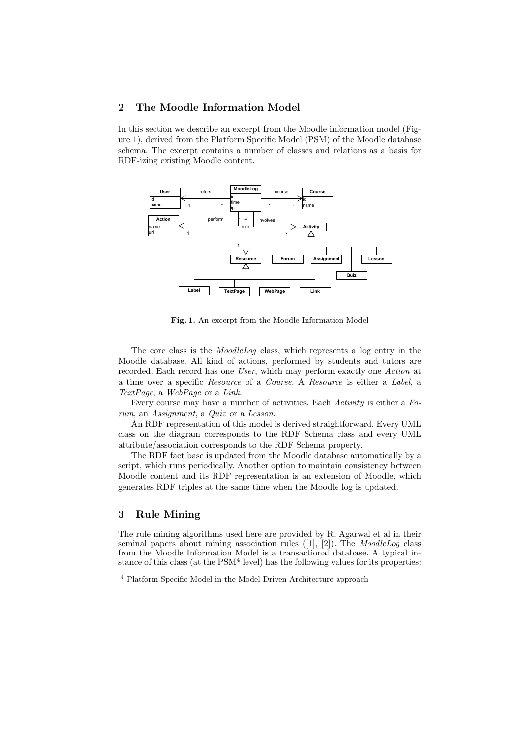## 2 The Moodle Information Model

In this section we describe an excerpt from the Moodle information model (Figure 1), derived from the Platform Specific Model (PSM) of the Moodle database schema. The excerpt contains a number of classes and relations as a basis for RDF-izing existing Moodle content.

**Fig. 1.** An excerpt from the Moodle Information Model

The core class is the *MoodleLog* class, which represents a log entry in the Moodle database. All kind of actions, performed by students and tutors are recorded. Each record has one *User*, which may perform exactly one *Action* at a time over a specific *Resource* of a *Course*. A *Resource* is either a *Label*, a *TextPage*, a *WebPage* or a *Link*.

Every course may have a number of activities. Each *Activity* is either a *Forum*, an *Assignment*, a *Quiz* or a *Lesson*.

An RDF representation of this model is derived straightforward. Every UML class on the diagram corresponds to the RDF Schema class and every UML attribute/association corresponds to the RDF Schema property.

The RDF fact base is updated from the Moodle database automatically by a script, which runs periodically. Another option to maintain consistency between Moodle content and its RDF representation is an extension of Moodle, which generates RDF triples at the same time when the Moodle log is updated.

## 3 Rule Mining

The rule mining algorithms used here are provided by R. Agarwal et al in their seminal papers about mining association rules ([1], [2]). The *MoodleLog* class from the Moodle Information Model is a transactional database. A typical instance of this class (at the PSM[4] level) has the following values for its properties:

[4] Platform-Specific Model in the Model-Driven Architecture approach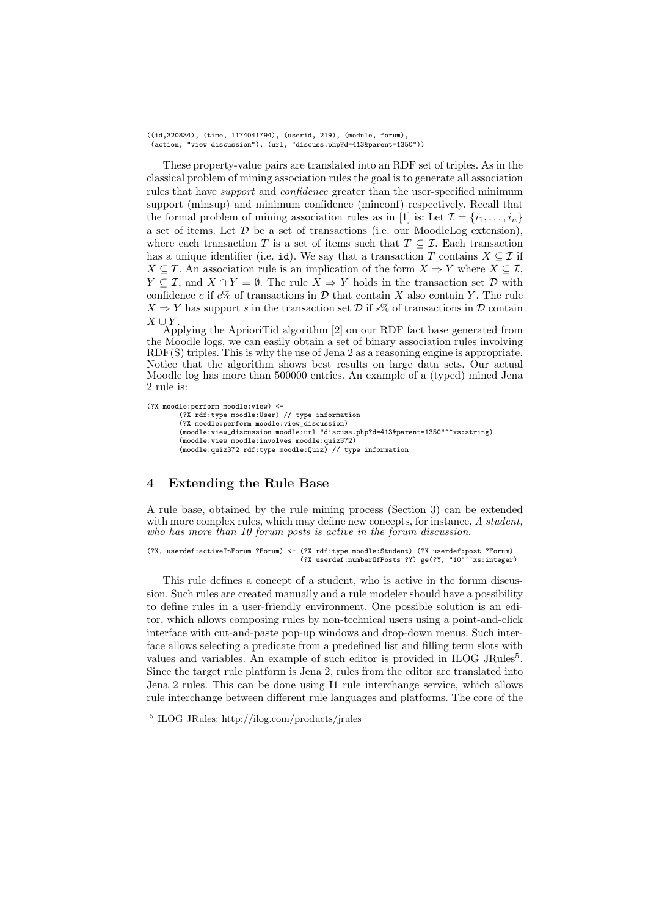```
((id,320834), (time, 1174041794), (userid, 219), (module, forum),
 (action, "view discussion"), (url, "discuss.php?d=413&parent=1350"))
```

These property-value pairs are translated into an RDF set of triples. As in the classical problem of mining association rules the goal is to generate all association rules that have *support* and *confidence* greater than the user-specified minimum support (minsup) and minimum confidence (minconf) respectively. Recall that the formal problem of mining association rules as in [1] is: Let $\mathcal{I} = \{i_1, \ldots, i_n\}$ a set of items. Let $\mathcal{D}$ be a set of transactions (i.e. our MoodleLog extension), where each transaction $T$ is a set of items such that $T \subseteq \mathcal{I}$. Each transaction has a unique identifier (i.e. `id`). We say that a transaction $T$ contains $X \subseteq \mathcal{I}$ if $X \subseteq T$. An association rule is an implication of the form $X \Rightarrow Y$ where $X \subseteq \mathcal{I}$, $Y \subseteq \mathcal{I}$, and $X \cap Y = \emptyset$. The rule $X \Rightarrow Y$ holds in the transaction set $\mathcal{D}$ with confidence $c$ if $c$% of transactions in $\mathcal{D}$ that contain $X$ also contain $Y$. The rule $X \Rightarrow Y$ has support $s$ in the transaction set $\mathcal{D}$ if $s$% of transactions in $\mathcal{D}$ contain $X \cup Y$.

Applying the AprioriTid algorithm [2] on our RDF fact base generated from the Moodle logs, we can easily obtain a set of binary association rules involving RDF(S) triples. This is why the use of Jena 2 as a reasoning engine is appropriate. Notice that the algorithm shows best results on large data sets. Our actual Moodle log has more than 500000 entries. An example of a (typed) mined Jena 2 rule is:

```
(?X moodle:perform moodle:view) <-
        (?X rdf:type moodle:User) // type information
        (?X moodle:perform moodle:view_discussion)
        (moodle:view_discussion moodle:url "discuss.php?d=413&parent=1350"^^xs:string)
        (moodle:view moodle:involves moodle:quiz372)
        (moodle:quiz372 rdf:type moodle:Quiz) // type information
```

## 4 Extending the Rule Base

A rule base, obtained by the rule mining process (Section 3) can be extended with more complex rules, which may define new concepts, for instance, *A student, who has more than 10 forum posts is active in the forum discussion*.

```
(?X, userdef:activeInForum ?Forum) <- (?X rdf:type moodle:Student) (?X userdef:post ?Forum)
                                      (?X userdef:numberOfPosts ?Y) ge(?Y, "10"^^xs:integer)
```

This rule defines a concept of a student, who is active in the forum discussion. Such rules are created manually and a rule modeler should have a possibility to define rules in a user-friendly environment. One possible solution is an editor, which allows composing rules by non-technical users using a point-and-click interface with cut-and-paste pop-up windows and drop-down menus. Such interface allows selecting a predicate from a predefined list and filling term slots with values and variables. An example of such editor is provided in ILOG JRules[5]. Since the target rule platform is Jena 2, rules from the editor are translated into Jena 2 rules. This can be done using I1 rule interchange service, which allows rule interchange between different rule languages and platforms. The core of the

[5] ILOG JRules: http://ilog.com/products/jrules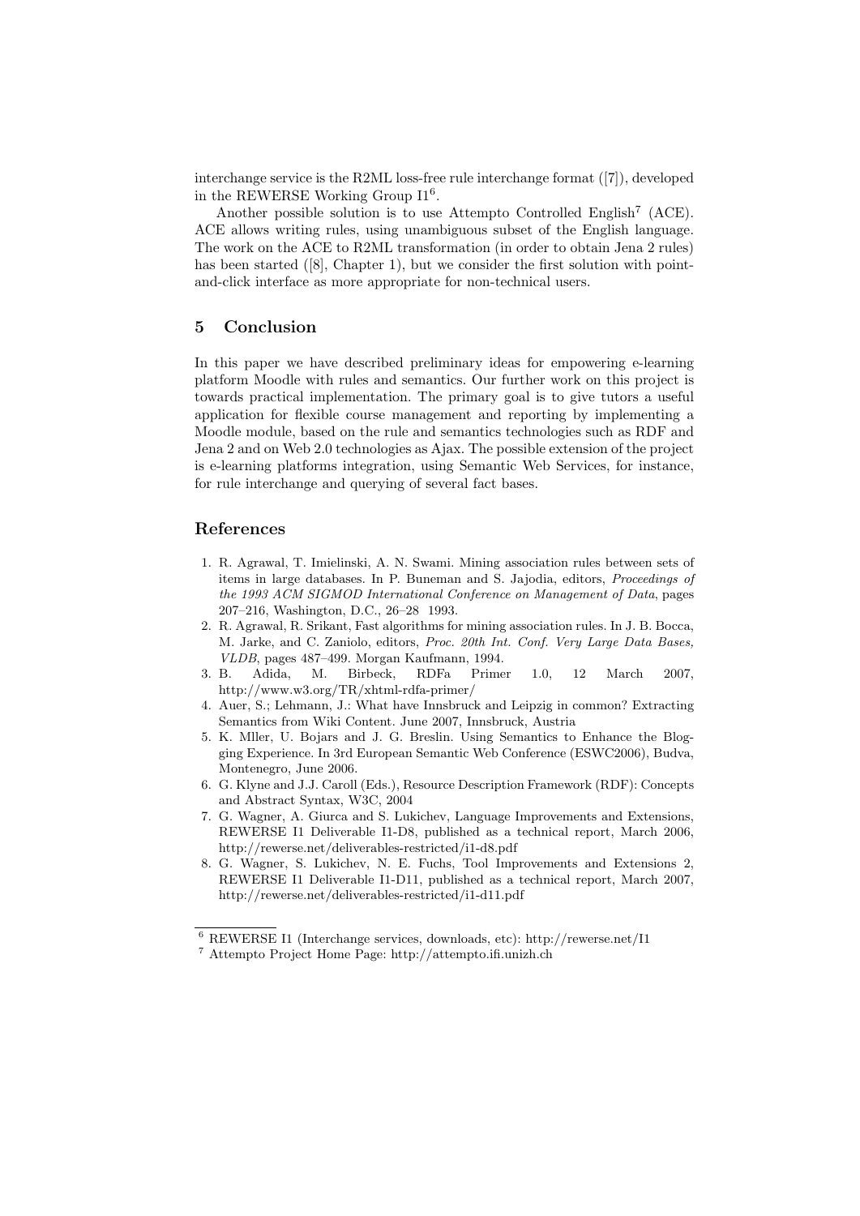interchange service is the R2ML loss-free rule interchange format ([7]), developed in the REWERSE Working Group I1[6].

Another possible solution is to use Attempto Controlled English[7] (ACE). ACE allows writing rules, using unambiguous subset of the English language. The work on the ACE to R2ML transformation (in order to obtain Jena 2 rules) has been started ([8], Chapter 1), but we consider the first solution with point-and-click interface as more appropriate for non-technical users.

## 5 Conclusion

In this paper we have described preliminary ideas for empowering e-learning platform Moodle with rules and semantics. Our further work on this project is towards practical implementation. The primary goal is to give tutors a useful application for flexible course management and reporting by implementing a Moodle module, based on the rule and semantics technologies such as RDF and Jena 2 and on Web 2.0 technologies as Ajax. The possible extension of the project is e-learning platforms integration, using Semantic Web Services, for instance, for rule interchange and querying of several fact bases.

## References

1. R. Agrawal, T. Imielinski, A. N. Swami. Mining association rules between sets of items in large databases. In P. Buneman and S. Jajodia, editors, *Proceedings of the 1993 ACM SIGMOD International Conference on Management of Data*, pages 207–216, Washington, D.C., 26–28 1993.
2. R. Agrawal, R. Srikant, Fast algorithms for mining association rules. In J. B. Bocca, M. Jarke, and C. Zaniolo, editors, *Proc. 20th Int. Conf. Very Large Data Bases, VLDB*, pages 487–499. Morgan Kaufmann, 1994.
3. B. Adida, M. Birbeck, RDFa Primer 1.0, 12 March 2007, http://www.w3.org/TR/xhtml-rdfa-primer/
4. Auer, S.; Lehmann, J.: What have Innsbruck and Leipzig in common? Extracting Semantics from Wiki Content. June 2007, Innsbruck, Austria
5. K. Mller, U. Bojars and J. G. Breslin. Using Semantics to Enhance the Blogging Experience. In 3rd European Semantic Web Conference (ESWC2006), Budva, Montenegro, June 2006.
6. G. Klyne and J.J. Caroll (Eds.), Resource Description Framework (RDF): Concepts and Abstract Syntax, W3C, 2004
7. G. Wagner, A. Giurca and S. Lukichev, Language Improvements and Extensions, REWERSE I1 Deliverable I1-D8, published as a technical report, March 2006, http://rewerse.net/deliverables-restricted/i1-d8.pdf
8. G. Wagner, S. Lukichev, N. E. Fuchs, Tool Improvements and Extensions 2, REWERSE I1 Deliverable I1-D11, published as a technical report, March 2007, http://rewerse.net/deliverables-restricted/i1-d11.pdf

[6] REWERSE I1 (Interchange services, downloads, etc): http://rewerse.net/I1

[7] Attempto Project Home Page: http://attempto.ifi.unizh.ch